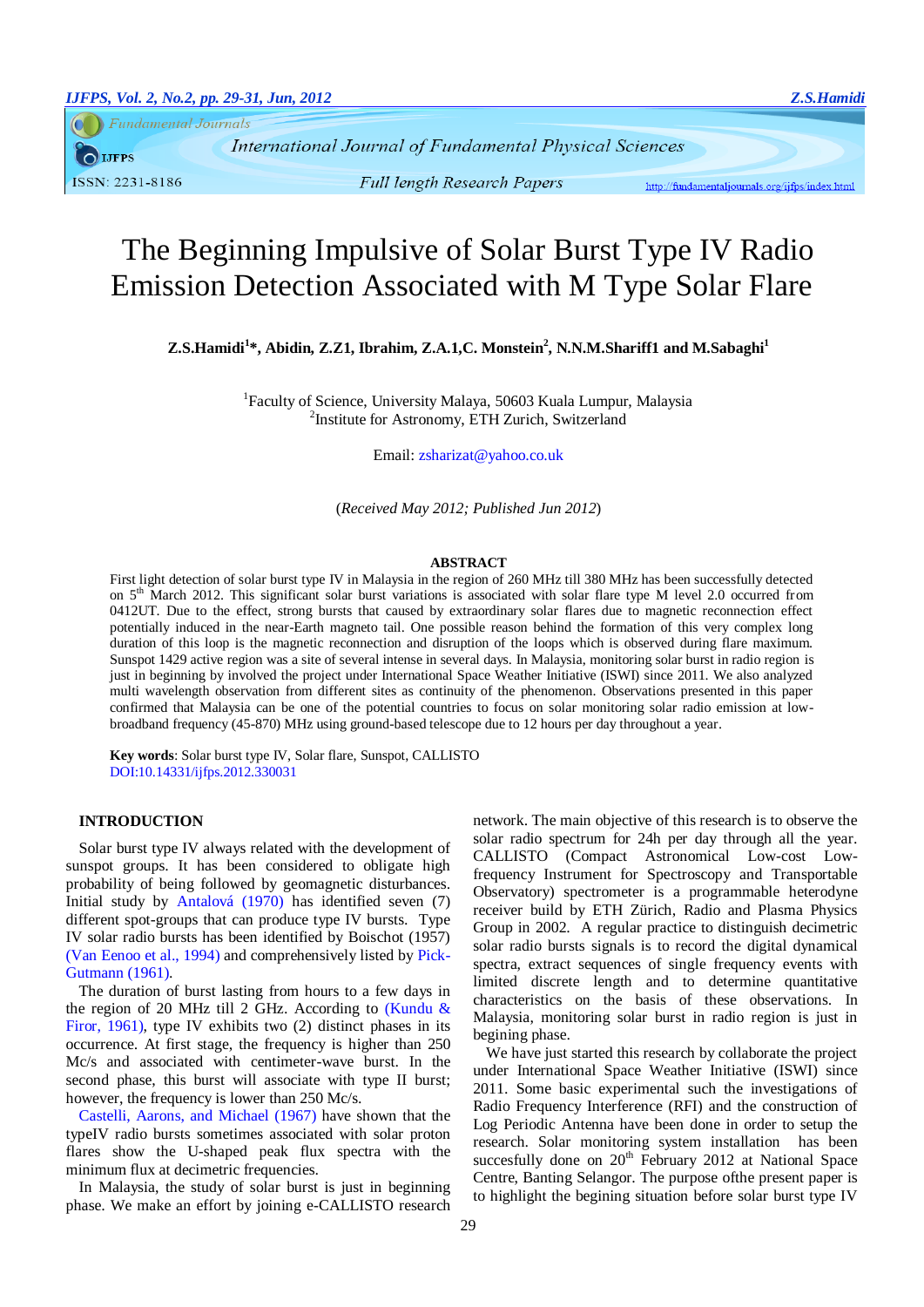# The Beginning Impulsive of Solar Burst Type IV Radio Emission Detection Associated with M Type Solar Flare

**Z.S.Hamidi[1]\*, Abidin, Z.Z1, Ibrahim, Z.A.1,C. Monstein[2], N.N.M.Shariff1 and M.Sabaghi[1]**

[1]Faculty of Science, University Malaya, 50603 Kuala Lumpur, Malaysia
[2]Institute for Astronomy, ETH Zurich, Switzerland

Email: zsharizat@yahoo.co.uk

(*Received May 2012; Published Jun 2012*)

## ABSTRACT

First light detection of solar burst type IV in Malaysia in the region of 260 MHz till 380 MHz has been successfully detected on 5th March 2012. This significant solar burst variations is associated with solar flare type M level 2.0 occurred from 0412UT. Due to the effect, strong bursts that caused by extraordinary solar flares due to magnetic reconnection effect potentially induced in the near-Earth magneto tail. One possible reason behind the formation of this very complex long duration of this loop is the magnetic reconnection and disruption of the loops which is observed during flare maximum. Sunspot 1429 active region was a site of several intense in several days. In Malaysia, monitoring solar burst in radio region is just in beginning by involved the project under International Space Weather Initiative (ISWI) since 2011. We also analyzed multi wavelength observation from different sites as continuity of the phenomenon. Observations presented in this paper confirmed that Malaysia can be one of the potential countries to focus on solar monitoring solar radio emission at low-broadband frequency (45-870) MHz using ground-based telescope due to 12 hours per day throughout a year.

**Key words**: Solar burst type IV, Solar flare, Sunspot, CALLISTO
DOI:10.14331/ijfps.2012.330031

## INTRODUCTION

Solar burst type IV always related with the development of sunspot groups. It has been considered to obligate high probability of being followed by geomagnetic disturbances. Initial study by Antalová (1970) has identified seven (7) different spot-groups that can produce type IV bursts. Type IV solar radio bursts has been identified by Boischot (1957) (Van Eenoo et al., 1994) and comprehensively listed by Pick-Gutmann (1961).

The duration of burst lasting from hours to a few days in the region of 20 MHz till 2 GHz. According to (Kundu & Firor, 1961), type IV exhibits two (2) distinct phases in its occurrence. At first stage, the frequency is higher than 250 Mc/s and associated with centimeter-wave burst. In the second phase, this burst will associate with type II burst; however, the frequency is lower than 250 Mc/s.

Castelli, Aarons, and Michael (1967) have shown that the typeIV radio bursts sometimes associated with solar proton flares show the U-shaped peak flux spectra with the minimum flux at decimetric frequencies.

In Malaysia, the study of solar burst is just in beginning phase. We make an effort by joining e-CALLISTO research network. The main objective of this research is to observe the solar radio spectrum for 24h per day through all the year. CALLISTO (Compact Astronomical Low-cost Low-frequency Instrument for Spectroscopy and Transportable Observatory) spectrometer is a programmable heterodyne receiver build by ETH Zürich, Radio and Plasma Physics Group in 2002. A regular practice to distinguish decimetric solar radio bursts signals is to record the digital dynamical spectra, extract sequences of single frequency events with limited discrete length and to determine quantitative characteristics on the basis of these observations. In Malaysia, monitoring solar burst in radio region is just in begining phase.

We have just started this research by collaborate the project under International Space Weather Initiative (ISWI) since 2011. Some basic experimental such the investigations of Radio Frequency Interference (RFI) and the construction of Log Periodic Antenna have been done in order to setup the research. Solar monitoring system installation has been succesfully done on 20th February 2012 at National Space Centre, Banting Selangor. The purpose ofthe present paper is to highlight the begining situation before solar burst type IV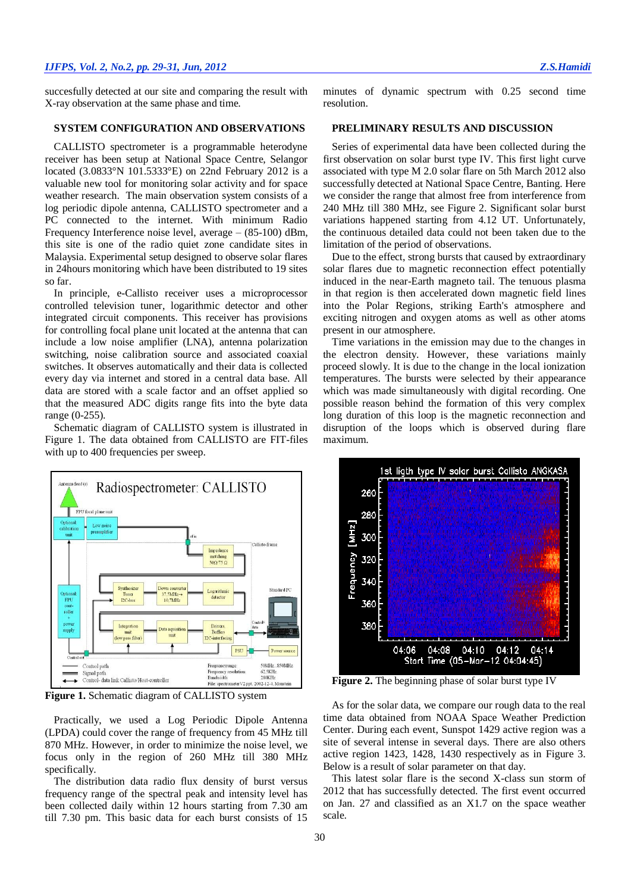succesfully detected at our site and comparing the result with X-ray observation at the same phase and time.

## SYSTEM CONFIGURATION AND OBSERVATIONS

CALLISTO spectrometer is a programmable heterodyne receiver has been setup at National Space Centre, Selangor located (3.0833°N 101.5333°E) on 22nd February 2012 is a valuable new tool for monitoring solar activity and for space weather research. The main observation system consists of a log periodic dipole antenna, CALLISTO spectrometer and a PC connected to the internet. With minimum Radio Frequency Interference noise level, average – (85-100) dBm, this site is one of the radio quiet zone candidate sites in Malaysia. Experimental setup designed to observe solar flares in 24hours monitoring which have been distributed to 19 sites so far.

In principle, e-Callisto receiver uses a microprocessor controlled television tuner, logarithmic detector and other integrated circuit components. This receiver has provisions for controlling focal plane unit located at the antenna that can include a low noise amplifier (LNA), antenna polarization switching, noise calibration source and associated coaxial switches. It observes automatically and their data is collected every day via internet and stored in a central data base. All data are stored with a scale factor and an offset applied so that the measured ADC digits range fits into the byte data range (0-255).

Schematic diagram of CALLISTO system is illustrated in Figure 1. The data obtained from CALLISTO are FIT-files with up to 400 frequencies per sweep.

**Figure 1.** Schematic diagram of CALLISTO system

Practically, we used a Log Periodic Dipole Antenna (LPDA) could cover the range of frequency from 45 MHz till 870 MHz. However, in order to minimize the noise level, we focus only in the region of 260 MHz till 380 MHz specifically.

The distribution data radio flux density of burst versus frequency range of the spectral peak and intensity level has been collected daily within 12 hours starting from 7.30 am till 7.30 pm. This basic data for each burst consists of 15 minutes of dynamic spectrum with 0.25 second time resolution.

## PRELIMINARY RESULTS AND DISCUSSION

Series of experimental data have been collected during the first observation on solar burst type IV. This first light curve associated with type M 2.0 solar flare on 5th March 2012 also successfully detected at National Space Centre, Banting. Here we consider the range that almost free from interference from 240 MHz till 380 MHz, see Figure 2. Significant solar burst variations happened starting from 4.12 UT. Unfortunately, the continuous detailed data could not been taken due to the limitation of the period of observations.

Due to the effect, strong bursts that caused by extraordinary solar flares due to magnetic reconnection effect potentially induced in the near-Earth magneto tail. The tenuous plasma in that region is then accelerated down magnetic field lines into the Polar Regions, striking Earth's atmosphere and exciting nitrogen and oxygen atoms as well as other atoms present in our atmosphere.

Time variations in the emission may due to the changes in the electron density. However, these variations mainly proceed slowly. It is due to the change in the local ionization temperatures. The bursts were selected by their appearance which was made simultaneously with digital recording. One possible reason behind the formation of this very complex long duration of this loop is the magnetic reconnection and disruption of the loops which is observed during flare maximum.

**Figure 2.** The beginning phase of solar burst type IV

As for the solar data, we compare our rough data to the real time data obtained from NOAA Space Weather Prediction Center. During each event, Sunspot 1429 active region was a site of several intense in several days. There are also others active region 1423, 1428, 1430 respectively as in Figure 3. Below is a result of solar parameter on that day.

This latest solar flare is the second X-class sun storm of 2012 that has successfully detected. The first event occurred on Jan. 27 and classified as an X1.7 on the space weather scale.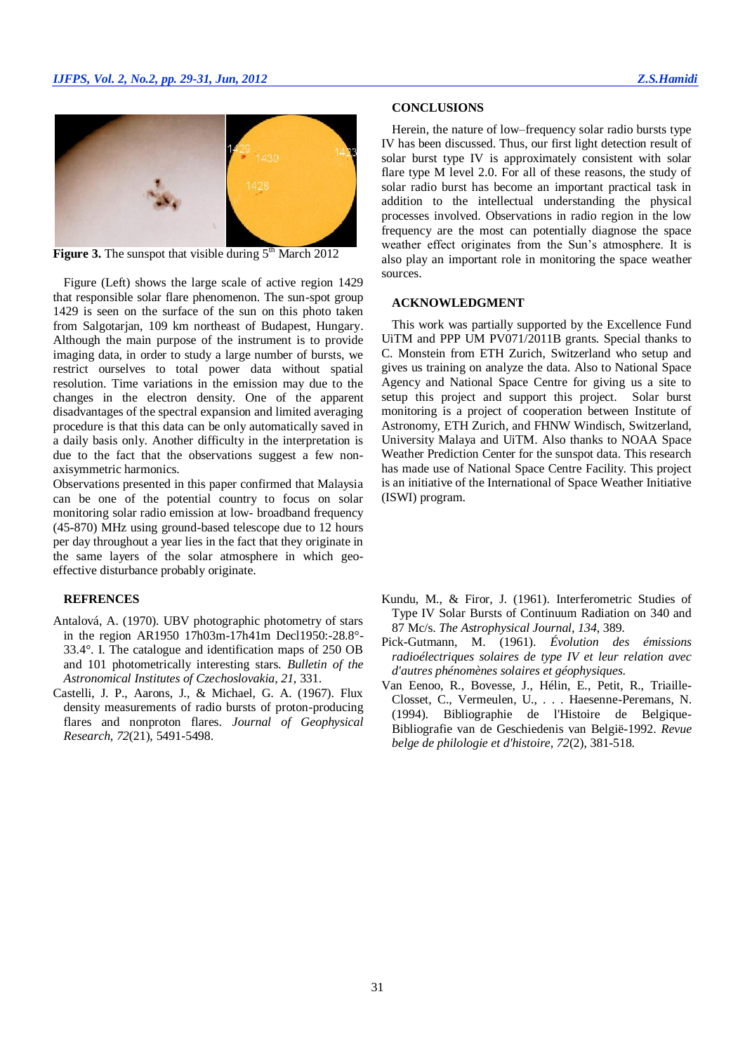Figure 3. The sunspot that visible during 5th March 2012

Figure (Left) shows the large scale of active region 1429 that responsible solar flare phenomenon. The sun-spot group 1429 is seen on the surface of the sun on this photo taken from Salgotarjan, 109 km northeast of Budapest, Hungary. Although the main purpose of the instrument is to provide imaging data, in order to study a large number of bursts, we restrict ourselves to total power data without spatial resolution. Time variations in the emission may due to the changes in the electron density. One of the apparent disadvantages of the spectral expansion and limited averaging procedure is that this data can be only automatically saved in a daily basis only. Another difficulty in the interpretation is due to the fact that the observations suggest a few non-axisymmetric harmonics.

Observations presented in this paper confirmed that Malaysia can be one of the potential country to focus on solar monitoring solar radio emission at low- broadband frequency (45-870) MHz using ground-based telescope due to 12 hours per day throughout a year lies in the fact that they originate in the same layers of the solar atmosphere in which geo-effective disturbance probably originate.

## CONCLUSIONS

Herein, the nature of low–frequency solar radio bursts type IV has been discussed. Thus, our first light detection result of solar burst type IV is approximately consistent with solar flare type M level 2.0. For all of these reasons, the study of solar radio burst has become an important practical task in addition to the intellectual understanding the physical processes involved. Observations in radio region in the low frequency are the most can potentially diagnose the space weather effect originates from the Sun's atmosphere. It is also play an important role in monitoring the space weather sources.

## ACKNOWLEDGMENT

This work was partially supported by the Excellence Fund UiTM and PPP UM PV071/2011B grants. Special thanks to C. Monstein from ETH Zurich, Switzerland who setup and gives us training on analyze the data. Also to National Space Agency and National Space Centre for giving us a site to setup this project and support this project. Solar burst monitoring is a project of cooperation between Institute of Astronomy, ETH Zurich, and FHNW Windisch, Switzerland, University Malaya and UiTM. Also thanks to NOAA Space Weather Prediction Center for the sunspot data. This research has made use of National Space Centre Facility. This project is an initiative of the International of Space Weather Initiative (ISWI) program.

## REFRENCES

Antalová, A. (1970). UBV photographic photometry of stars in the region AR1950 17h03m-17h41m Decl1950:-28.8°-33.4°. I. The catalogue and identification maps of 250 OB and 101 photometrically interesting stars. *Bulletin of the Astronomical Institutes of Czechoslovakia, 21*, 331.

Castelli, J. P., Aarons, J., & Michael, G. A. (1967). Flux density measurements of radio bursts of proton-producing flares and nonproton flares. *Journal of Geophysical Research, 72*(21), 5491-5498.

Kundu, M., & Firor, J. (1961). Interferometric Studies of Type IV Solar Bursts of Continuum Radiation on 340 and 87 Mc/s. *The Astrophysical Journal, 134*, 389.

Pick-Gutmann, M. (1961). *Évolution des émissions radioélectriques solaires de type IV et leur relation avec d'autres phénomènes solaires et géophysiques.*

Van Eenoo, R., Bovesse, J., Hélin, E., Petit, R., Triaille-Closset, C., Vermeulen, U., . . . Haesenne-Peremans, N. (1994). Bibliographie de l'Histoire de Belgique-Bibliografie van de Geschiedenis van België-1992. *Revue belge de philologie et d'histoire, 72*(2), 381-518.